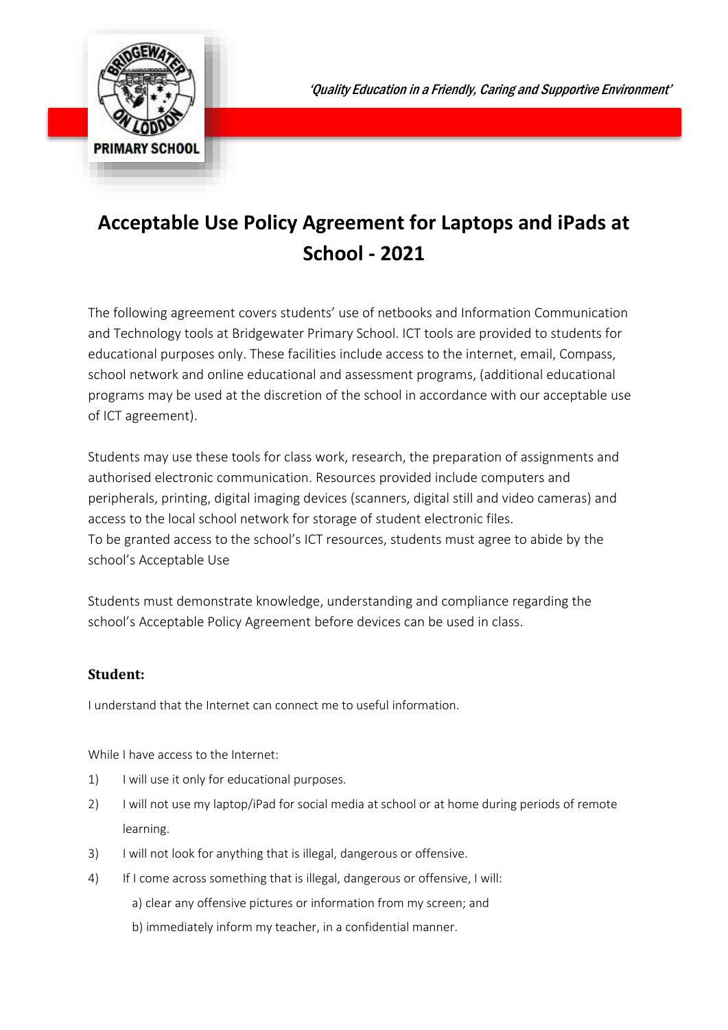*'Quality Education in a Friendly, Caring and Supportive Environment'*

# Acceptable Use Policy Agreement for Laptops and iPads at School - 2021

The following agreement covers students' use of netbooks and Information Communication and Technology tools at Bridgewater Primary School. ICT tools are provided to students for educational purposes only. These facilities include access to the internet, email, Compass, school network and online educational and assessment programs, (additional educational programs may be used at the discretion of the school in accordance with our acceptable use of ICT agreement).

Students may use these tools for class work, research, the preparation of assignments and authorised electronic communication. Resources provided include computers and peripherals, printing, digital imaging devices (scanners, digital still and video cameras) and access to the local school network for storage of student electronic files.
To be granted access to the school's ICT resources, students must agree to abide by the school's Acceptable Use

Students must demonstrate knowledge, understanding and compliance regarding the school's Acceptable Policy Agreement before devices can be used in class.

### Student:

I understand that the Internet can connect me to useful information.

While I have access to the Internet:

1) I will use it only for educational purposes.
2) I will not use my laptop/iPad for social media at school or at home during periods of remote learning.
3) I will not look for anything that is illegal, dangerous or offensive.
4) If I come across something that is illegal, dangerous or offensive, I will:
   a) clear any offensive pictures or information from my screen; and
   b) immediately inform my teacher, in a confidential manner.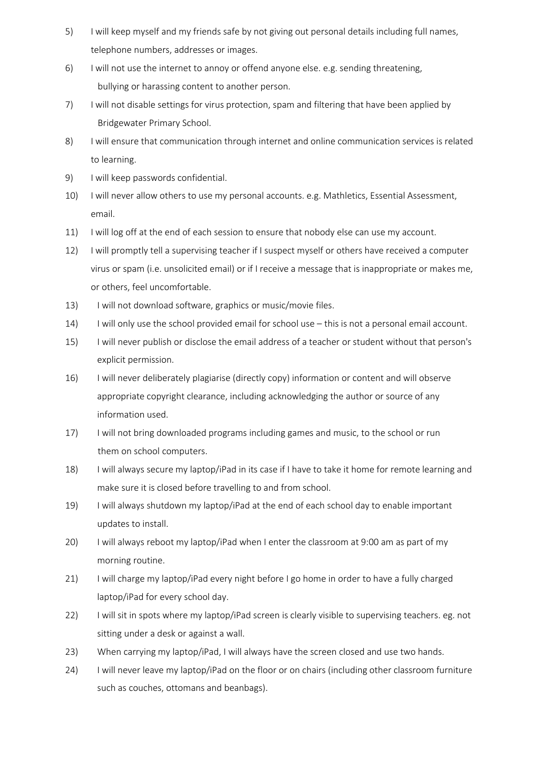5) I will keep myself and my friends safe by not giving out personal details including full names, telephone numbers, addresses or images.
6) I will not use the internet to annoy or offend anyone else. e.g. sending threatening, bullying or harassing content to another person.
7) I will not disable settings for virus protection, spam and filtering that have been applied by Bridgewater Primary School.
8) I will ensure that communication through internet and online communication services is related to learning.
9) I will keep passwords confidential.
10) I will never allow others to use my personal accounts. e.g. Mathletics, Essential Assessment, email.
11) I will log off at the end of each session to ensure that nobody else can use my account.
12) I will promptly tell a supervising teacher if I suspect myself or others have received a computer virus or spam (i.e. unsolicited email) or if I receive a message that is inappropriate or makes me, or others, feel uncomfortable.
13) I will not download software, graphics or music/movie files.
14) I will only use the school provided email for school use – this is not a personal email account.
15) I will never publish or disclose the email address of a teacher or student without that person's explicit permission.
16) I will never deliberately plagiarise (directly copy) information or content and will observe appropriate copyright clearance, including acknowledging the author or source of any information used.
17) I will not bring downloaded programs including games and music, to the school or run them on school computers.
18) I will always secure my laptop/iPad in its case if I have to take it home for remote learning and make sure it is closed before travelling to and from school.
19) I will always shutdown my laptop/iPad at the end of each school day to enable important updates to install.
20) I will always reboot my laptop/iPad when I enter the classroom at 9:00 am as part of my morning routine.
21) I will charge my laptop/iPad every night before I go home in order to have a fully charged laptop/iPad for every school day.
22) I will sit in spots where my laptop/iPad screen is clearly visible to supervising teachers. eg. not sitting under a desk or against a wall.
23) When carrying my laptop/iPad, I will always have the screen closed and use two hands.
24) I will never leave my laptop/iPad on the floor or on chairs (including other classroom furniture such as couches, ottomans and beanbags).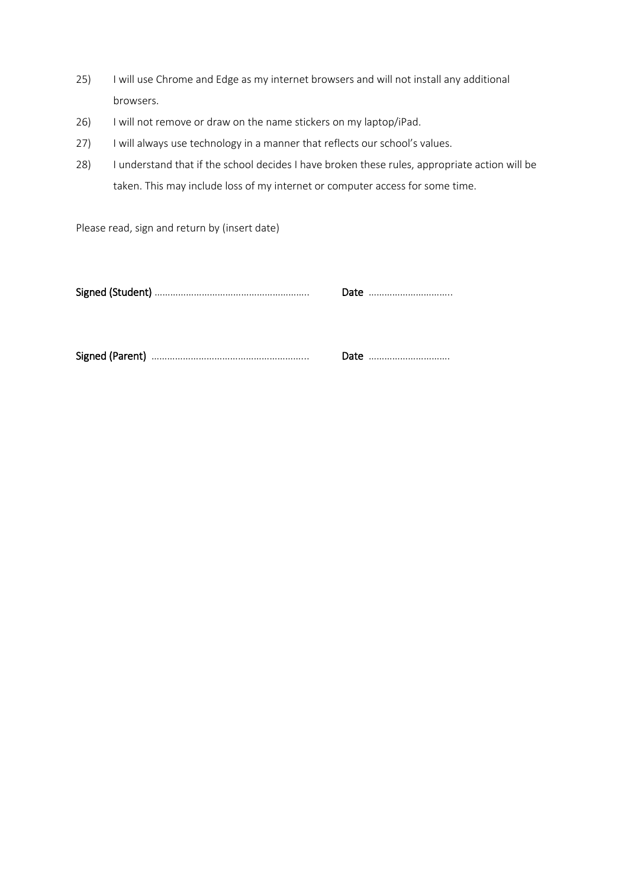25) I will use Chrome and Edge as my internet browsers and will not install any additional browsers.
26) I will not remove or draw on the name stickers on my laptop/iPad.
27) I will always use technology in a manner that reflects our school's values.
28) I understand that if the school decides I have broken these rules, appropriate action will be taken. This may include loss of my internet or computer access for some time.

Please read, sign and return by (insert date)

**Signed (Student)** ………………………………………………….. **Date** …………………………..

**Signed (Parent)** ………………………………………………….. **Date** ………………………….